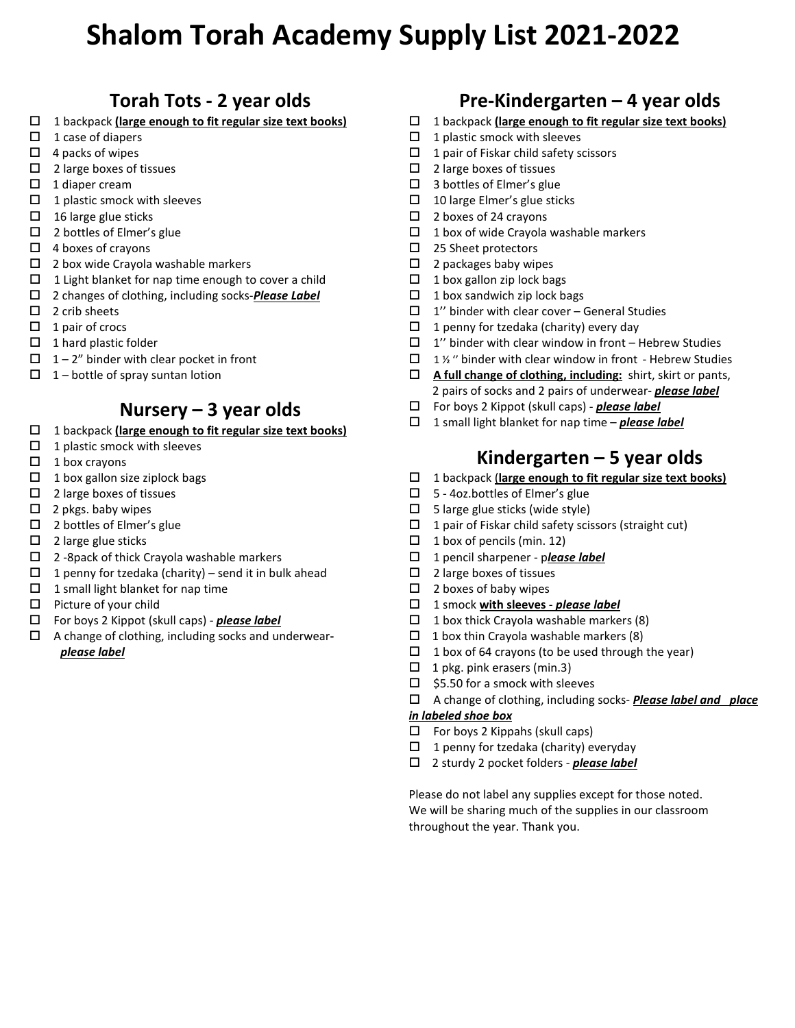# Shalom Torah Academy Supply List 2021-2022

## Torah Tots - 2 year olds

- ☐ 1 backpack **(large enough to fit regular size text books)**
- ☐ 1 case of diapers
- ☐ 4 packs of wipes
- ☐ 2 large boxes of tissues
- ☐ 1 diaper cream
- ☐ 1 plastic smock with sleeves
- ☐ 16 large glue sticks
- ☐ 2 bottles of Elmer's glue
- ☐ 4 boxes of crayons
- ☐ 2 box wide Crayola washable markers
- ☐ 1 Light blanket for nap time enough to cover a child
- ☐ 2 changes of clothing, including socks-***Please Label***
- ☐ 2 crib sheets
- ☐ 1 pair of crocs
- ☐ 1 hard plastic folder
- ☐ 1 – 2" binder with clear pocket in front
- ☐ 1 – bottle of spray suntan lotion

## Nursery – 3 year olds

- ☐ 1 backpack **(large enough to fit regular size text books)**
- ☐ 1 plastic smock with sleeves
- ☐ 1 box crayons
- ☐ 1 box gallon size ziplock bags
- ☐ 2 large boxes of tissues
- ☐ 2 pkgs. baby wipes
- ☐ 2 bottles of Elmer's glue
- ☐ 2 large glue sticks
- ☐ 2 -8pack of thick Crayola washable markers
- ☐ 1 penny for tzedaka (charity) – send it in bulk ahead
- ☐ 1 small light blanket for nap time
- ☐ Picture of your child
- ☐ For boys 2 Kippot (skull caps) - ***please label***
- ☐ A change of clothing, including socks and underwear- ***please label***

## Pre-Kindergarten – 4 year olds

- ☐ 1 backpack **(large enough to fit regular size text books)**
- ☐ 1 plastic smock with sleeves
- ☐ 1 pair of Fiskar child safety scissors
- ☐ 2 large boxes of tissues
- ☐ 3 bottles of Elmer's glue
- ☐ 10 large Elmer's glue sticks
- ☐ 2 boxes of 24 crayons
- ☐ 1 box of wide Crayola washable markers
- ☐ 25 Sheet protectors
- ☐ 2 packages baby wipes
- ☐ 1 box gallon zip lock bags
- ☐ 1 box sandwich zip lock bags
- ☐ 1'' binder with clear cover – General Studies
- ☐ 1 penny for tzedaka (charity) every day
- ☐ 1'' binder with clear window in front – Hebrew Studies
- ☐ 1 ½ '' binder with clear window in front - Hebrew Studies
- ☐ **A full change of clothing, including:** shirt, skirt or pants, 2 pairs of socks and 2 pairs of underwear- ***please label***
- ☐ For boys 2 Kippot (skull caps) - ***please label***
- ☐ 1 small light blanket for nap time – ***please label***

## Kindergarten – 5 year olds

- ☐ 1 backpack **(large enough to fit regular size text books)**
- ☐ 5 - 4oz.bottles of Elmer's glue
- ☐ 5 large glue sticks (wide style)
- ☐ 1 pair of Fiskar child safety scissors (straight cut)
- ☐ 1 box of pencils (min. 12)
- ☐ 1 pencil sharpener - p***lease label***
- ☐ 2 large boxes of tissues
- ☐ 2 boxes of baby wipes
- ☐ 1 smock **with sleeves** - ***please label***
- ☐ 1 box thick Crayola washable markers (8)
- ☐ 1 box thin Crayola washable markers (8)
- ☐ 1 box of 64 crayons (to be used through the year)
- ☐ 1 pkg. pink erasers (min.3)
- ☐ $5.50 for a smock with sleeves
- ☐ A change of clothing, including socks- ***Please label and place in labeled shoe box***
- ☐ For boys 2 Kippahs (skull caps)
- ☐ 1 penny for tzedaka (charity) everyday
- ☐ 2 sturdy 2 pocket folders - ***please label***

Please do not label any supplies except for those noted. We will be sharing much of the supplies in our classroom throughout the year. Thank you.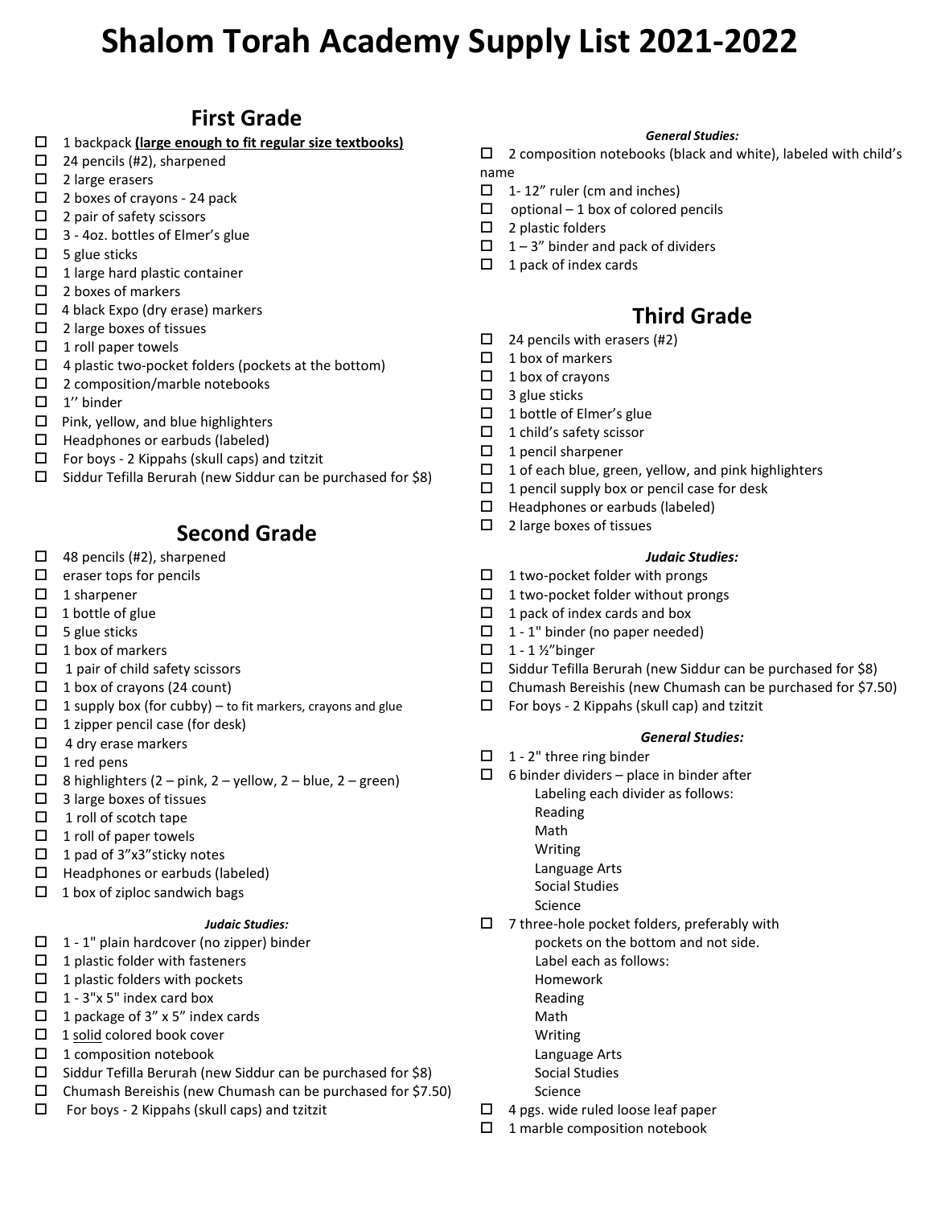# Shalom Torah Academy Supply List 2021-2022

## First Grade

- ☐ 1 backpack **(large enough to fit regular size textbooks)**
- ☐ 24 pencils (#2), sharpened
- ☐ 2 large erasers
- ☐ 2 boxes of crayons - 24 pack
- ☐ 2 pair of safety scissors
- ☐ 3 - 4oz. bottles of Elmer's glue
- ☐ 5 glue sticks
- ☐ 1 large hard plastic container
- ☐ 2 boxes of markers
- ☐ 4 black Expo (dry erase) markers
- ☐ 2 large boxes of tissues
- ☐ 1 roll paper towels
- ☐ 4 plastic two-pocket folders (pockets at the bottom)
- ☐ 2 composition/marble notebooks
- ☐ 1'' binder
- ☐ Pink, yellow, and blue highlighters
- ☐ Headphones or earbuds (labeled)
- ☐ For boys - 2 Kippahs (skull caps) and tzitzit
- ☐ Siddur Tefilla Berurah (new Siddur can be purchased for $8)

## Second Grade

- ☐ 48 pencils (#2), sharpened
- ☐ eraser tops for pencils
- ☐ 1 sharpener
- ☐ 1 bottle of glue
- ☐ 5 glue sticks
- ☐ 1 box of markers
- ☐ 1 pair of child safety scissors
- ☐ 1 box of crayons (24 count)
- ☐ 1 supply box (for cubby) – to fit markers, crayons and glue
- ☐ 1 zipper pencil case (for desk)
- ☐ 4 dry erase markers
- ☐ 1 red pens
- ☐ 8 highlighters (2 – pink, 2 – yellow, 2 – blue, 2 – green)
- ☐ 3 large boxes of tissues
- ☐ 1 roll of scotch tape
- ☐ 1 roll of paper towels
- ☐ 1 pad of 3"x3"sticky notes
- ☐ Headphones or earbuds (labeled)
- ☐ 1 box of ziploc sandwich bags

***Judaic Studies:***

- ☐ 1 - 1" plain hardcover (no zipper) binder
- ☐ 1 plastic folder with fasteners
- ☐ 1 plastic folders with pockets
- ☐ 1 - 3"x 5" index card box
- ☐ 1 package of 3" x 5" index cards
- ☐ 1 solid colored book cover
- ☐ 1 composition notebook
- ☐ Siddur Tefilla Berurah (new Siddur can be purchased for $8)
- ☐ Chumash Bereishis (new Chumash can be purchased for $7.50)
- ☐ For boys - 2 Kippahs (skull caps) and tzitzit

***General Studies:***

- ☐ 2 composition notebooks (black and white), labeled with child's name
- ☐ 1- 12" ruler (cm and inches)
- ☐ optional – 1 box of colored pencils
- ☐ 2 plastic folders
- ☐ 1 – 3" binder and pack of dividers
- ☐ 1 pack of index cards

## Third Grade

- ☐ 24 pencils with erasers (#2)
- ☐ 1 box of markers
- ☐ 1 box of crayons
- ☐ 3 glue sticks
- ☐ 1 bottle of Elmer's glue
- ☐ 1 child's safety scissor
- ☐ 1 pencil sharpener
- ☐ 1 of each blue, green, yellow, and pink highlighters
- ☐ 1 pencil supply box or pencil case for desk
- ☐ Headphones or earbuds (labeled)
- ☐ 2 large boxes of tissues

***Judaic Studies:***

- ☐ 1 two-pocket folder with prongs
- ☐ 1 two-pocket folder without prongs
- ☐ 1 pack of index cards and box
- ☐ 1 - 1" binder (no paper needed)
- ☐ 1 - 1 ½"binger
- ☐ Siddur Tefilla Berurah (new Siddur can be purchased for $8)
- ☐ Chumash Bereishis (new Chumash can be purchased for $7.50)
- ☐ For boys - 2 Kippahs (skull cap) and tzitzit

***General Studies:***

- ☐ 1 - 2" three ring binder
- ☐ 6 binder dividers – place in binder after Labeling each divider as follows:
  - Reading
  - Math
  - Writing
  - Language Arts
  - Social Studies
  - Science
- ☐ 7 three-hole pocket folders, preferably with pockets on the bottom and not side. Label each as follows:
  - Homework
  - Reading
  - Math
  - Writing
  - Language Arts
  - Social Studies
  - Science
- ☐ 4 pgs. wide ruled loose leaf paper
- ☐ 1 marble composition notebook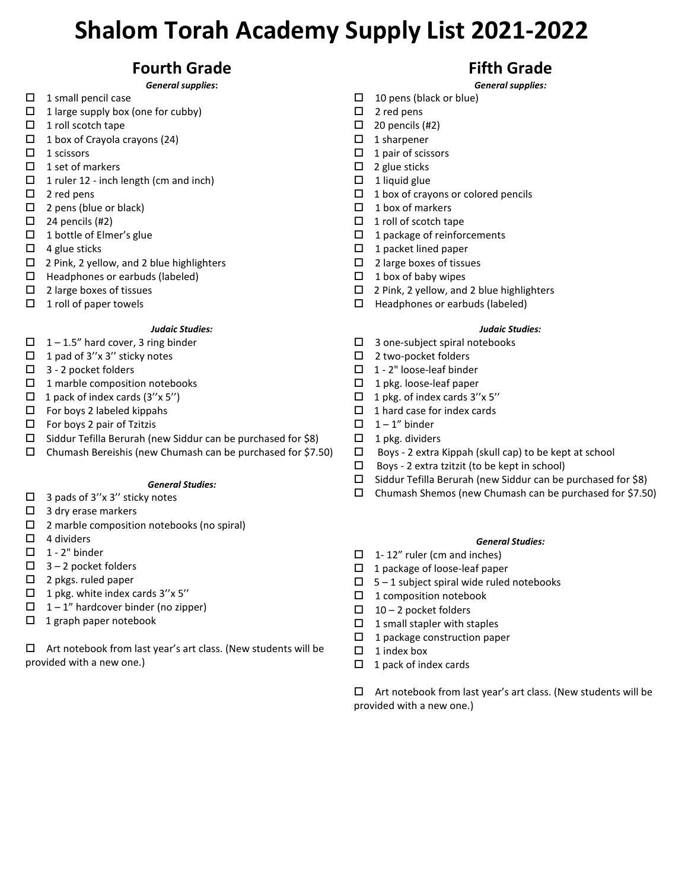# Shalom Torah Academy Supply List 2021-2022

## Fourth Grade

***General supplies*:**

- ☐ 1 small pencil case
- ☐ 1 large supply box (one for cubby)
- ☐ 1 roll scotch tape
- ☐ 1 box of Crayola crayons (24)
- ☐ 1 scissors
- ☐ 1 set of markers
- ☐ 1 ruler 12 - inch length (cm and inch)
- ☐ 2 red pens
- ☐ 2 pens (blue or black)
- ☐ 24 pencils (#2)
- ☐ 1 bottle of Elmer's glue
- ☐ 4 glue sticks
- ☐ 2 Pink, 2 yellow, and 2 blue highlighters
- ☐ Headphones or earbuds (labeled)
- ☐ 2 large boxes of tissues
- ☐ 1 roll of paper towels

***Judaic Studies:***

- ☐ 1 – 1.5" hard cover, 3 ring binder
- ☐ 1 pad of 3''x 3'' sticky notes
- ☐ 3 - 2 pocket folders
- ☐ 1 marble composition notebooks
- ☐ 1 pack of index cards (3''x 5'')
- ☐ For boys 2 labeled kippahs
- ☐ For boys 2 pair of Tzitzis
- ☐ Siddur Tefilla Berurah (new Siddur can be purchased for $8)
- ☐ Chumash Bereishis (new Chumash can be purchased for $7.50)

***General Studies:***

- ☐ 3 pads of 3''x 3'' sticky notes
- ☐ 3 dry erase markers
- ☐ 2 marble composition notebooks (no spiral)
- ☐ 4 dividers
- ☐ 1 - 2" binder
- ☐ 3 – 2 pocket folders
- ☐ 2 pkgs. ruled paper
- ☐ 1 pkg. white index cards 3''x 5''
- ☐ 1 – 1" hardcover binder (no zipper)
- ☐ 1 graph paper notebook

☐ Art notebook from last year's art class. (New students will be provided with a new one.)

## Fifth Grade

***General supplies:***

- ☐ 10 pens (black or blue)
- ☐ 2 red pens
- ☐ 20 pencils (#2)
- ☐ 1 sharpener
- ☐ 1 pair of scissors
- ☐ 2 glue sticks
- ☐ 1 liquid glue
- ☐ 1 box of crayons or colored pencils
- ☐ 1 box of markers
- ☐ 1 roll of scotch tape
- ☐ 1 package of reinforcements
- ☐ 1 packet lined paper
- ☐ 2 large boxes of tissues
- ☐ 1 box of baby wipes
- ☐ 2 Pink, 2 yellow, and 2 blue highlighters
- ☐ Headphones or earbuds (labeled)

***Judaic Studies:***

- ☐ 3 one-subject spiral notebooks
- ☐ 2 two-pocket folders
- ☐ 1 - 2" loose-leaf binder
- ☐ 1 pkg. loose-leaf paper
- ☐ 1 pkg. of index cards 3''x 5''
- ☐ 1 hard case for index cards
- ☐ 1 – 1" binder
- ☐ 1 pkg. dividers
- ☐ Boys - 2 extra Kippah (skull cap) to be kept at school
- ☐ Boys - 2 extra tzitzit (to be kept in school)
- ☐ Siddur Tefilla Berurah (new Siddur can be purchased for $8)
- ☐ Chumash Shemos (new Chumash can be purchased for $7.50)

***General Studies:***

- ☐ 1- 12" ruler (cm and inches)
- ☐ 1 package of loose-leaf paper
- ☐ 5 – 1 subject spiral wide ruled notebooks
- ☐ 1 composition notebook
- ☐ 10 – 2 pocket folders
- ☐ 1 small stapler with staples
- ☐ 1 package construction paper
- ☐ 1 index box
- ☐ 1 pack of index cards

☐ Art notebook from last year's art class. (New students will be provided with a new one.)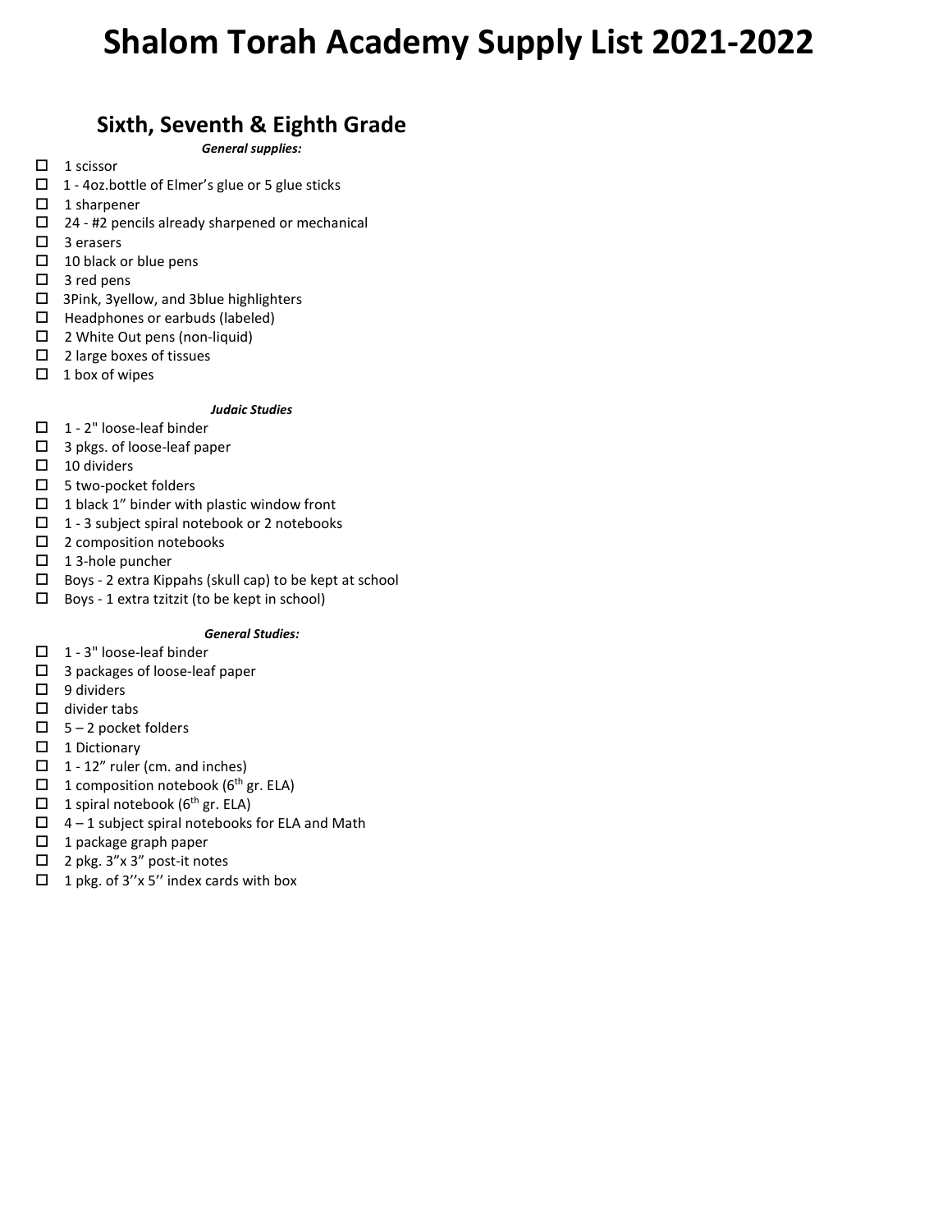# Shalom Torah Academy Supply List 2021-2022

## Sixth, Seventh & Eighth Grade

***General supplies:***

- ☐ 1 scissor
- ☐ 1 - 4oz.bottle of Elmer's glue or 5 glue sticks
- ☐ 1 sharpener
- ☐ 24 - #2 pencils already sharpened or mechanical
- ☐ 3 erasers
- ☐ 10 black or blue pens
- ☐ 3 red pens
- ☐ 3Pink, 3yellow, and 3blue highlighters
- ☐ Headphones or earbuds (labeled)
- ☐ 2 White Out pens (non-liquid)
- ☐ 2 large boxes of tissues
- ☐ 1 box of wipes

***Judaic Studies***

- ☐ 1 - 2" loose-leaf binder
- ☐ 3 pkgs. of loose-leaf paper
- ☐ 10 dividers
- ☐ 5 two-pocket folders
- ☐ 1 black 1" binder with plastic window front
- ☐ 1 - 3 subject spiral notebook or 2 notebooks
- ☐ 2 composition notebooks
- ☐ 1 3-hole puncher
- ☐ Boys - 2 extra Kippahs (skull cap) to be kept at school
- ☐ Boys - 1 extra tzitzit (to be kept in school)

***General Studies:***

- ☐ 1 - 3" loose-leaf binder
- ☐ 3 packages of loose-leaf paper
- ☐ 9 dividers
- ☐ divider tabs
- ☐ 5 – 2 pocket folders
- ☐ 1 Dictionary
- ☐ 1 - 12" ruler (cm. and inches)
- ☐ 1 composition notebook (6th gr. ELA)
- ☐ 1 spiral notebook (6th gr. ELA)
- ☐ 4 – 1 subject spiral notebooks for ELA and Math
- ☐ 1 package graph paper
- ☐ 2 pkg. 3"x 3" post-it notes
- ☐ 1 pkg. of 3''x 5'' index cards with box